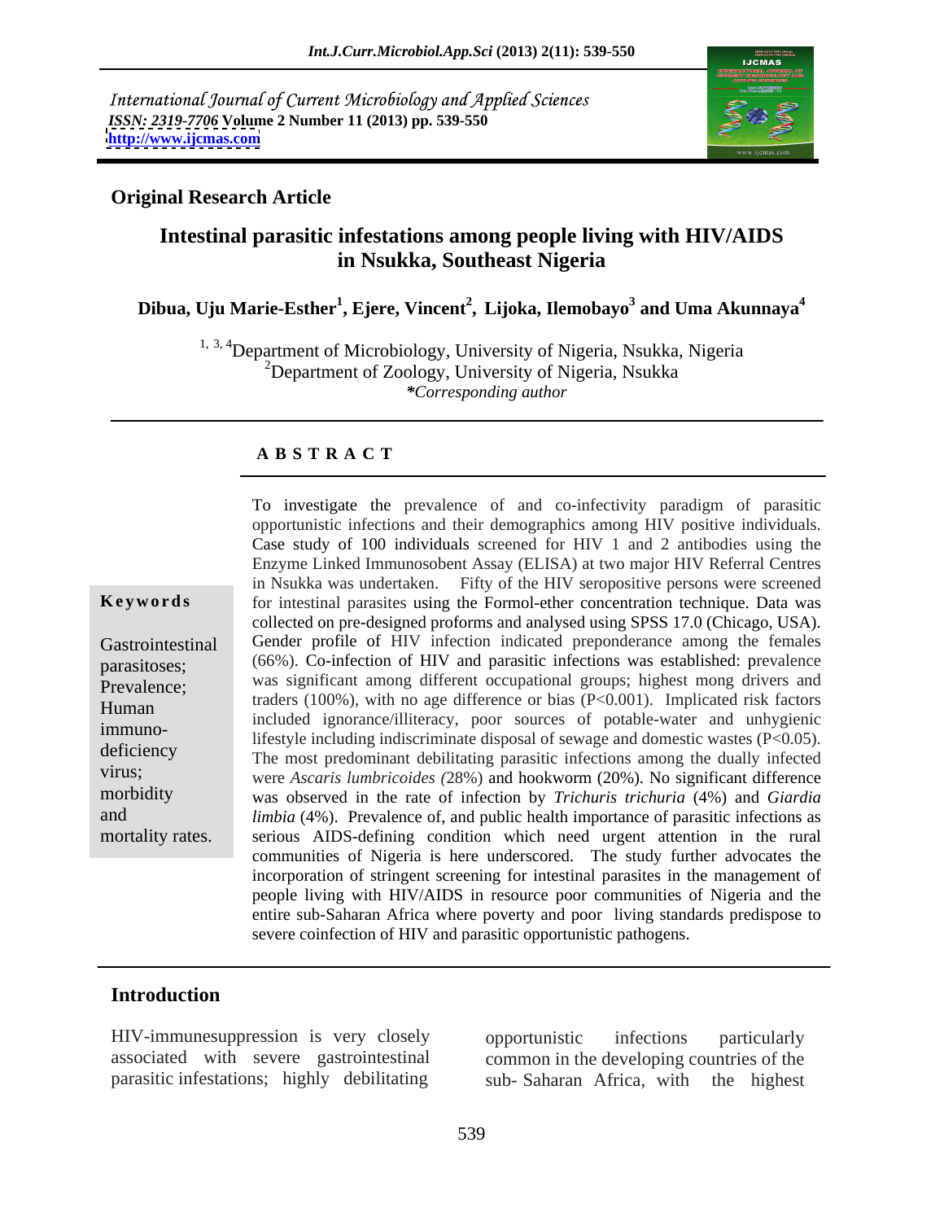International Journal of Current Microbiology and Applied Sciences
*ISSN: 2319-7706* **Volume 2 Number 11 (2013) pp. 539-550**
**http://www.ijcmas.com**

**Original Research Article**

# Intestinal parasitic infestations among people living with HIV/AIDS in Nsukka, Southeast Nigeria

**Dibua, Uju Marie-Esther[1], Ejere, Vincent[2], Lijoka, Ilemobayo[3] and Uma Akunnaya[4]**

[1, 3, 4]Department of Microbiology, University of Nigeria, Nsukka, Nigeria
[2]Department of Zoology, University of Nigeria, Nsukka
*\*Corresponding author*

## ABSTRACT

**Keywords**

Gastrointestinal parasitoses; Prevalence; Human immuno-deficiency virus; morbidity and mortality rates.

To investigate the prevalence of and co-infectivity paradigm of parasitic opportunistic infections and their demographics among HIV positive individuals. Case study of 100 individuals screened for HIV 1 and 2 antibodies using the Enzyme Linked Immunosobent Assay (ELISA) at two major HIV Referral Centres in Nsukka was undertaken. Fifty of the HIV seropositive persons were screened for intestinal parasites using the Formol-ether concentration technique. Data was collected on pre-designed proforms and analysed using SPSS 17.0 (Chicago, USA). Gender profile of HIV infection indicated preponderance among the females (66%). Co-infection of HIV and parasitic infections was established: prevalence was significant among different occupational groups; highest mong drivers and traders (100%), with no age difference or bias ($P<0.001$). Implicated risk factors included ignorance/illiteracy, poor sources of potable-water and unhygienic lifestyle including indiscriminate disposal of sewage and domestic wastes ($P<0.05$). The most predominant debilitating parasitic infections among the dually infected were *Ascaris lumbricoides (*28%) and hookworm (20%). No significant difference was observed in the rate of infection by *Trichuris trichuria* (4%) and *Giardia limbia* (4%). Prevalence of, and public health importance of parasitic infections as serious AIDS-defining condition which need urgent attention in the rural communities of Nigeria is here underscored. The study further advocates the incorporation of stringent screening for intestinal parasites in the management of people living with HIV/AIDS in resource poor communities of Nigeria and the entire sub-Saharan Africa where poverty and poor living standards predispose to severe coinfection of HIV and parasitic opportunistic pathogens.

## Introduction

HIV-immunesuppression is very closely associated with severe gastrointestinal parasitic infestations; highly debilitating opportunistic infections particularly common in the developing countries of the sub- Saharan Africa, with the highest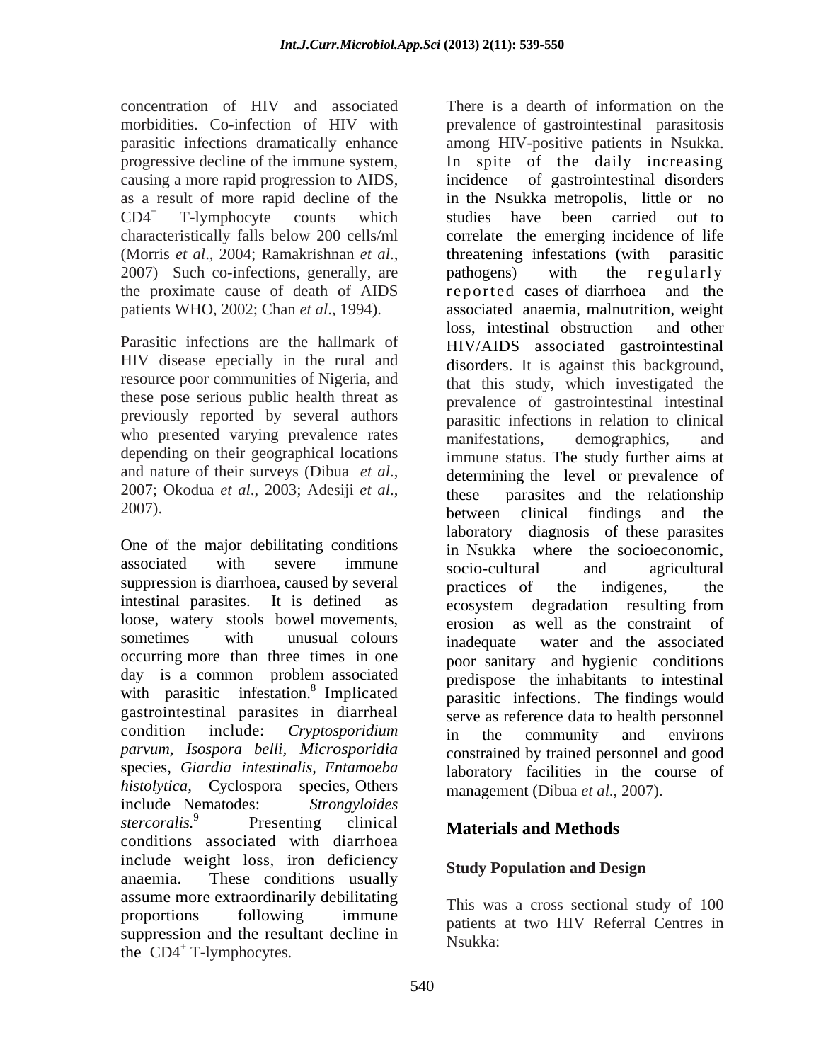concentration of HIV and associated morbidities. Co-infection of HIV with parasitic infections dramatically enhance progressive decline of the immune system, causing a more rapid progression to AIDS, as a result of more rapid decline of the $CD4^+$ T-lymphocyte counts which characteristically falls below 200 cells/ml (Morris *et al*., 2004; Ramakrishnan *et al*., 2007) Such co-infections, generally, are the proximate cause of death of AIDS patients WHO, 2002; Chan *et al*., 1994).

Parasitic infections are the hallmark of HIV disease epecially in the rural and resource poor communities of Nigeria, and these pose serious public health threat as previously reported by several authors who presented varying prevalence rates depending on their geographical locations and nature of their surveys (Dibua *et al*., 2007; Okodua *et al*., 2003; Adesiji *et al*., 2007).

One of the major debilitating conditions associated with severe immune suppression is diarrhoea, caused by several intestinal parasites. It is defined as loose, watery stools bowel movements, sometimes with unusual colours occurring more than three times in one day is a common problem associated with parasitic infestation.[8] Implicated gastrointestinal parasites in diarrheal condition include: *Cryptosporidium parvum*, *Isospora belli*, *Microsporidia* species, *Giardia intestinalis*, *Entamoeba histolytica*, Cyclospora species, Others include Nematodes: *Strongyloides stercoralis.*[9] Presenting clinical conditions associated with diarrhoea include weight loss, iron deficiency anaemia. These conditions usually assume more extraordinarily debilitating proportions following immune suppression and the resultant decline in the $CD4^+$ T-lymphocytes.

There is a dearth of information on the prevalence of gastrointestinal parasitosis among HIV-positive patients in Nsukka. In spite of the daily increasing incidence of gastrointestinal disorders in the Nsukka metropolis, little or no studies have been carried out to correlate the emerging incidence of life threatening infestations (with parasitic pathogens) with the regularly reported cases of diarrhoea and the associated anaemia, malnutrition, weight loss, intestinal obstruction and other HIV/AIDS associated gastrointestinal disorders. It is against this background, that this study, which investigated the prevalence of gastrointestinal intestinal parasitic infections in relation to clinical manifestations, demographics, and immune status. The study further aims at determining the level or prevalence of these parasites and the relationship between clinical findings and the laboratory diagnosis of these parasites in Nsukka where the socioeconomic, socio-cultural and agricultural practices of the indigenes, the ecosystem degradation resulting from erosion as well as the constraint of inadequate water and the associated poor sanitary and hygienic conditions predispose the inhabitants to intestinal parasitic infections. The findings would serve as reference data to health personnel in the community and environs constrained by trained personnel and good laboratory facilities in the course of management (Dibua *et al*., 2007).

## Materials and Methods

### Study Population and Design

This was a cross sectional study of 100 patients at two HIV Referral Centres in Nsukka: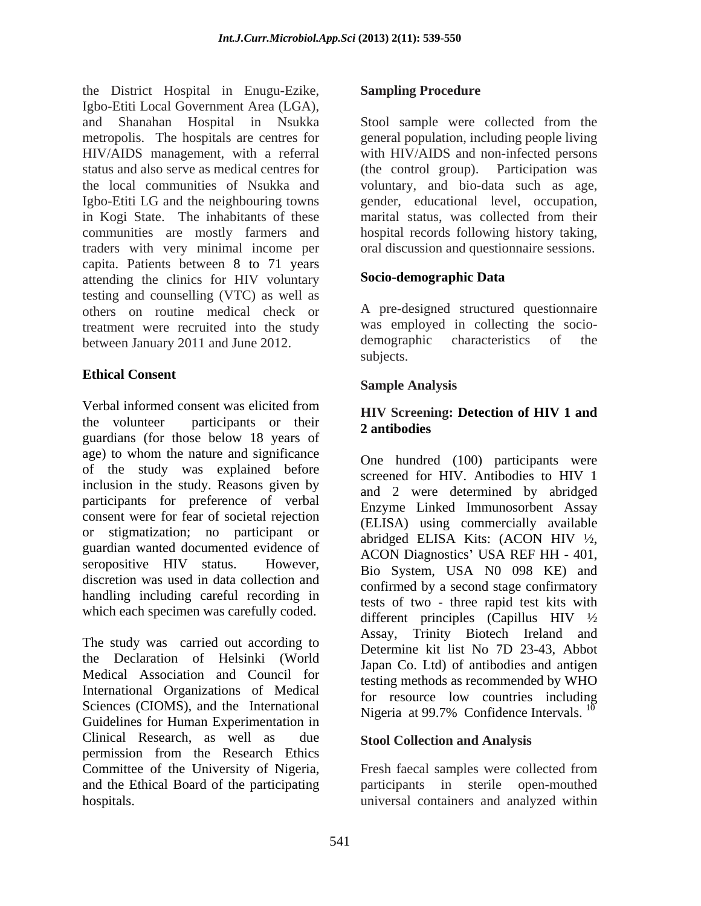the District Hospital in Enugu-Ezike, Igbo-Etiti Local Government Area (LGA), and Shanahan Hospital in Nsukka metropolis. The hospitals are centres for HIV/AIDS management, with a referral status and also serve as medical centres for the local communities of Nsukka and Igbo-Etiti LG and the neighbouring towns in Kogi State. The inhabitants of these communities are mostly farmers and traders with very minimal income per capita. Patients between 8 to 71 years attending the clinics for HIV voluntary testing and counselling (VTC) as well as others on routine medical check or treatment were recruited into the study between January 2011 and June 2012.

### Ethical Consent

Verbal informed consent was elicited from the volunteer participants or their guardians (for those below 18 years of age) to whom the nature and significance of the study was explained before inclusion in the study. Reasons given by participants for preference of verbal consent were for fear of societal rejection or stigmatization; no participant or guardian wanted documented evidence of seropositive HIV status. However, discretion was used in data collection and handling including careful recording in which each specimen was carefully coded.

The study was carried out according to the Declaration of Helsinki (World Medical Association and Council for International Organizations of Medical Sciences (CIOMS), and the International Guidelines for Human Experimentation in Clinical Research, as well as due permission from the Research Ethics Committee of the University of Nigeria, and the Ethical Board of the participating hospitals.

### Sampling Procedure

Stool sample were collected from the general population, including people living with HIV/AIDS and non-infected persons (the control group). Participation was voluntary, and bio-data such as age, gender, educational level, occupation, marital status, was collected from their hospital records following history taking, oral discussion and questionnaire sessions.

### Socio-demographic Data

A pre-designed structured questionnaire was employed in collecting the socio-demographic characteristics of the subjects.

### Sample Analysis

#### HIV Screening: Detection of HIV 1 and 2 antibodies

One hundred (100) participants were screened for HIV. Antibodies to HIV 1 and 2 were determined by abridged Enzyme Linked Immunosorbent Assay (ELISA) using commercially available abridged ELISA Kits: (ACON HIV ½, ACON Diagnostics' USA REF HH - 401, Bio System, USA N0 098 KE) and confirmed by a second stage confirmatory tests of two - three rapid test kits with different principles (Capillus HIV ½ Assay, Trinity Biotech Ireland and Determine kit list No 7D 23-43, Abbot Japan Co. Ltd) of antibodies and antigen testing methods as recommended by WHO for resource low countries including Nigeria at 99.7% Confidence Intervals. [10]

#### Stool Collection and Analysis

Fresh faecal samples were collected from participants in sterile open-mouthed universal containers and analyzed within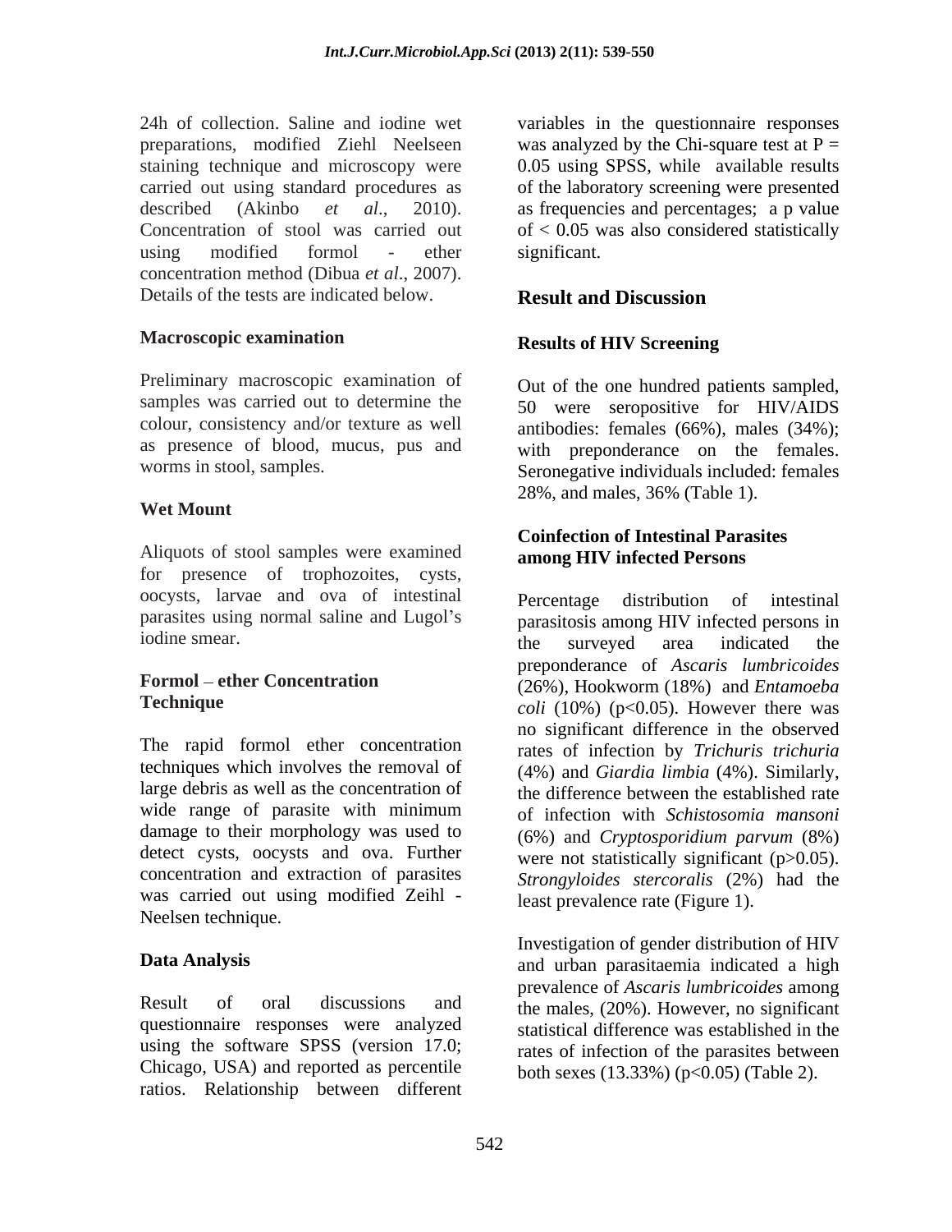24h of collection. Saline and iodine wet preparations, modified Ziehl Neelseen staining technique and microscopy were carried out using standard procedures as described (Akinbo *et al*., 2010). Concentration of stool was carried out using modified formol - ether concentration method (Dibua *et al*., 2007). Details of the tests are indicated below.

### Macroscopic examination

Preliminary macroscopic examination of samples was carried out to determine the colour, consistency and/or texture as well as presence of blood, mucus, pus and worms in stool, samples.

### Wet Mount

Aliquots of stool samples were examined for presence of trophozoites, cysts, oocysts, larvae and ova of intestinal parasites using normal saline and Lugol's iodine smear.

### Formol – ether Concentration Technique

The rapid formol ether concentration techniques which involves the removal of large debris as well as the concentration of wide range of parasite with minimum damage to their morphology was used to detect cysts, oocysts and ova. Further concentration and extraction of parasites was carried out using modified Zeihl - Neelsen technique.

### Data Analysis

Result of oral discussions and questionnaire responses were analyzed using the software SPSS (version 17.0; Chicago, USA) and reported as percentile ratios. Relationship between different variables in the questionnaire responses was analyzed by the Chi-square test at $P = 0.05$ using SPSS, while available results of the laboratory screening were presented as frequencies and percentages; a p value of $< 0.05$ was also considered statistically significant.

## Result and Discussion

### Results of HIV Screening

Out of the one hundred patients sampled, 50 were seropositive for HIV/AIDS antibodies: females (66%), males (34%); with preponderance on the females. Seronegative individuals included: females 28%, and males, 36% (Table 1).

### Coinfection of Intestinal Parasites among HIV infected Persons

Percentage distribution of intestinal parasitosis among HIV infected persons in the surveyed area indicated the preponderance of *Ascaris lumbricoides* (26%), Hookworm (18%) and *Entamoeba coli* (10%) ($p<0.05$). However there was no significant difference in the observed rates of infection by *Trichuris trichuria* (4%) and *Giardia limbia* (4%). Similarly, the difference between the established rate of infection with *Schistosomia mansoni* (6%) and *Cryptosporidium parvum* (8%) were not statistically significant ($p>0.05$). *Strongyloides stercoralis* (2%) had the least prevalence rate (Figure 1).

Investigation of gender distribution of HIV and urban parasitaemia indicated a high prevalence of *Ascaris lumbricoides* among the males, (20%). However, no significant statistical difference was established in the rates of infection of the parasites between both sexes (13.33%) ($p<0.05$) (Table 2).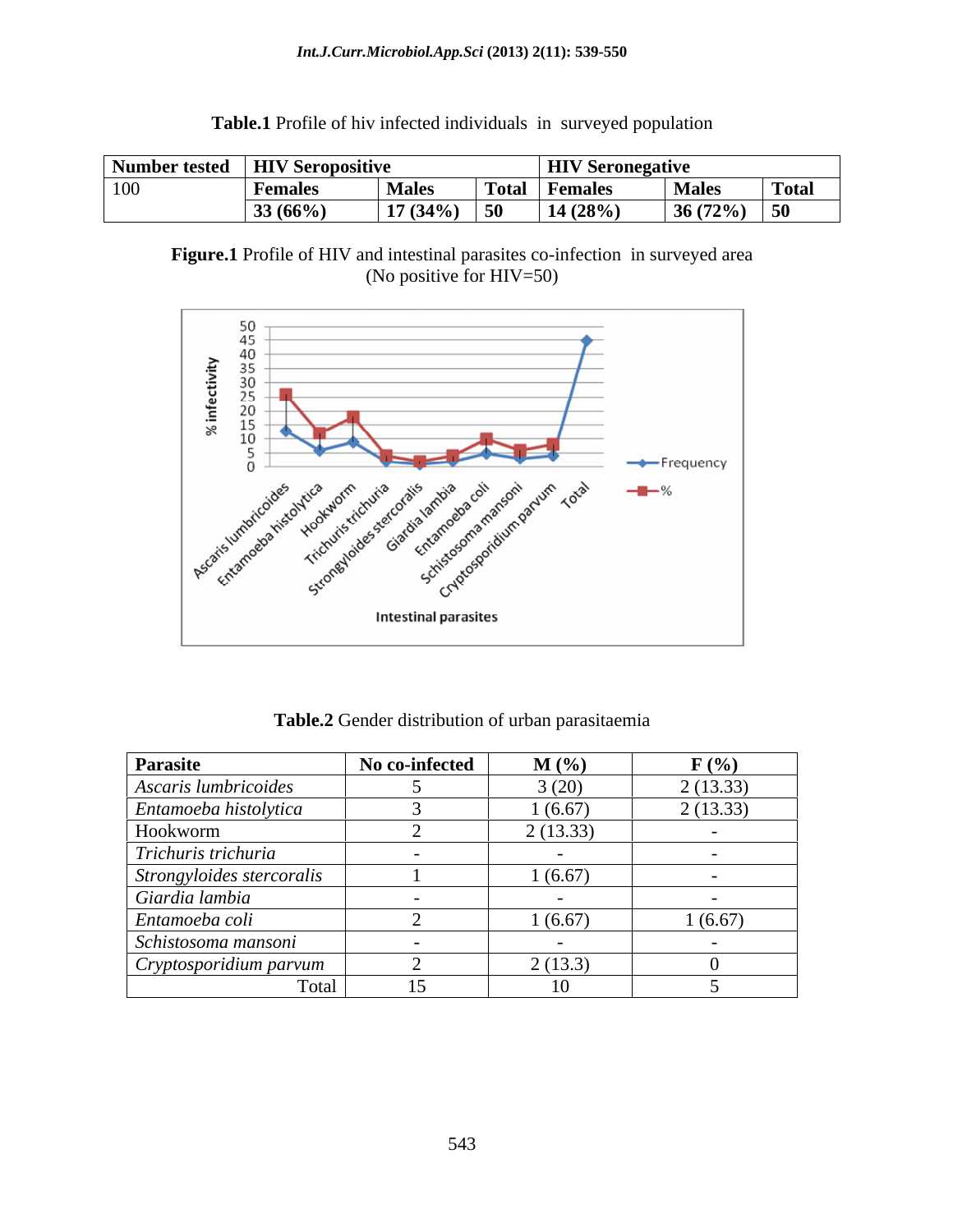**Table.1** Profile of hiv infected individuals in surveyed population

| Number tested | HIV Seropositive | | | HIV Seronegative | | |
|---|---|---|---|---|---|---|
| 100 | Females | Males | Total | Females | Males | Total |
| | 33 (66%) | 17 (34%) | 50 | 14 (28%) | 36 (72%) | 50 |

**Figure.1** Profile of HIV and intestinal parasites co-infection in surveyed area (No positive for HIV=50)

**Table.2** Gender distribution of urban parasitaemia

| Parasite | No co-infected | M (%) | F (%) |
|---|---|---|---|
| *Ascaris lumbricoides* | 5 | 3 (20) | 2 (13.33) |
| *Entamoeba histolytica* | 3 | 1 (6.67) | 2 (13.33) |
| Hookworm | 2 | 2 (13.33) | - |
| *Trichuris trichuria* | - | - | - |
| *Strongyloides stercoralis* | 1 | 1 (6.67) | - |
| *Giardia lambia* | - | - | - |
| *Entamoeba coli* | 2 | 1 (6.67) | 1 (6.67) |
| *Schistosoma mansoni* | - | - | - |
| *Cryptosporidium parvum* | 2 | 2 (13.3) | 0 |
| Total | 15 | 10 | 5 |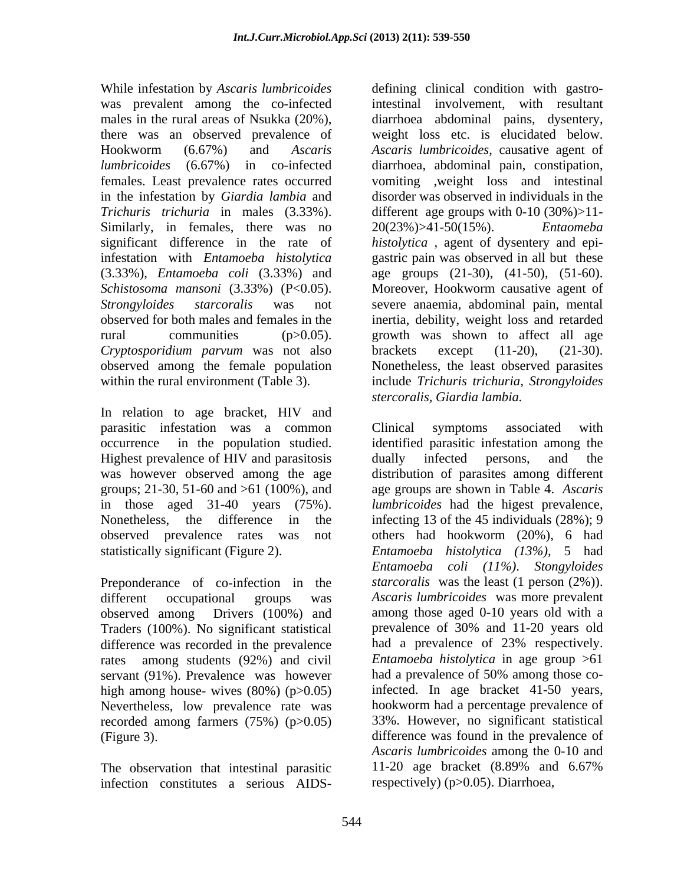While infestation by *Ascaris lumbricoides* was prevalent among the co-infected males in the rural areas of Nsukka (20%), there was an observed prevalence of Hookworm (6.67%) and *Ascaris lumbricoides* (6.67%) in co-infected females. Least prevalence rates occurred in the infestation by *Giardia lambia* and *Trichuris trichuria* in males (3.33%). Similarly, in females, there was no significant difference in the rate of infestation with *Entamoeba histolytica* (3.33%), *Entamoeba coli* (3.33%) and *Schistosoma mansoni* (3.33%) (P<0.05). *Strongyloides starcoralis* was not observed for both males and females in the rural communities (p>0.05). *Cryptosporidium parvum* was not also observed among the female population within the rural environment (Table 3).

In relation to age bracket, HIV and parasitic infestation was a common occurrence in the population studied. Highest prevalence of HIV and parasitosis was however observed among the age groups; 21-30, 51-60 and >61 (100%), and in those aged 31-40 years (75%). Nonetheless, the difference in the observed prevalence rates was not statistically significant (Figure 2).

Preponderance of co-infection in the different occupational groups was observed among Drivers (100%) and Traders (100%). No significant statistical difference was recorded in the prevalence rates among students (92%) and civil servant (91%). Prevalence was however high among house- wives (80%) (p>0.05) Nevertheless, low prevalence rate was recorded among farmers (75%) (p>0.05) (Figure 3).

The observation that intestinal parasitic infection constitutes a serious AIDS-defining clinical condition with gastro-intestinal involvement, with resultant diarrhoea abdominal pains, dysentery, weight loss etc. is elucidated below. *Ascaris lumbricoides*, causative agent of diarrhoea, abdominal pain, constipation, vomiting ,weight loss and intestinal disorder was observed in individuals in the different age groups with 0-10 (30%)>11-20(23%)>41-50(15%). *Entaomeba histolytica* , agent of dysentery and epi-gastric pain was observed in all but these age groups (21-30), (41-50), (51-60). Moreover, Hookworm causative agent of severe anaemia, abdominal pain, mental inertia, debility, weight loss and retarded growth was shown to affect all age brackets except (11-20), (21-30). Nonetheless, the least observed parasites include *Trichuris trichuria, Strongyloides stercoralis, Giardia lambia.*

Clinical symptoms associated with identified parasitic infestation among the dually infected persons, and the distribution of parasites among different age groups are shown in Table 4. *Ascaris lumbricoides* had the higest prevalence, infecting 13 of the 45 individuals (28%); 9 others had hookworm (20%), 6 had *Entamoeba histolytica (13%)*, 5 had *Entamoeba coli (11%)*. *Stongyloides starcoralis* was the least (1 person (2%)). *Ascaris lumbricoides* was more prevalent among those aged 0-10 years old with a prevalence of 30% and 11-20 years old had a prevalence of 23% respectively. *Entamoeba histolytica* in age group >61 had a prevalence of 50% among those co-infected. In age bracket 41-50 years, hookworm had a percentage prevalence of 33%. However, no significant statistical difference was found in the prevalence of *Ascaris lumbricoides* among the 0-10 and 11-20 age bracket (8.89% and 6.67% respectively) (p>0.05). Diarrhoea,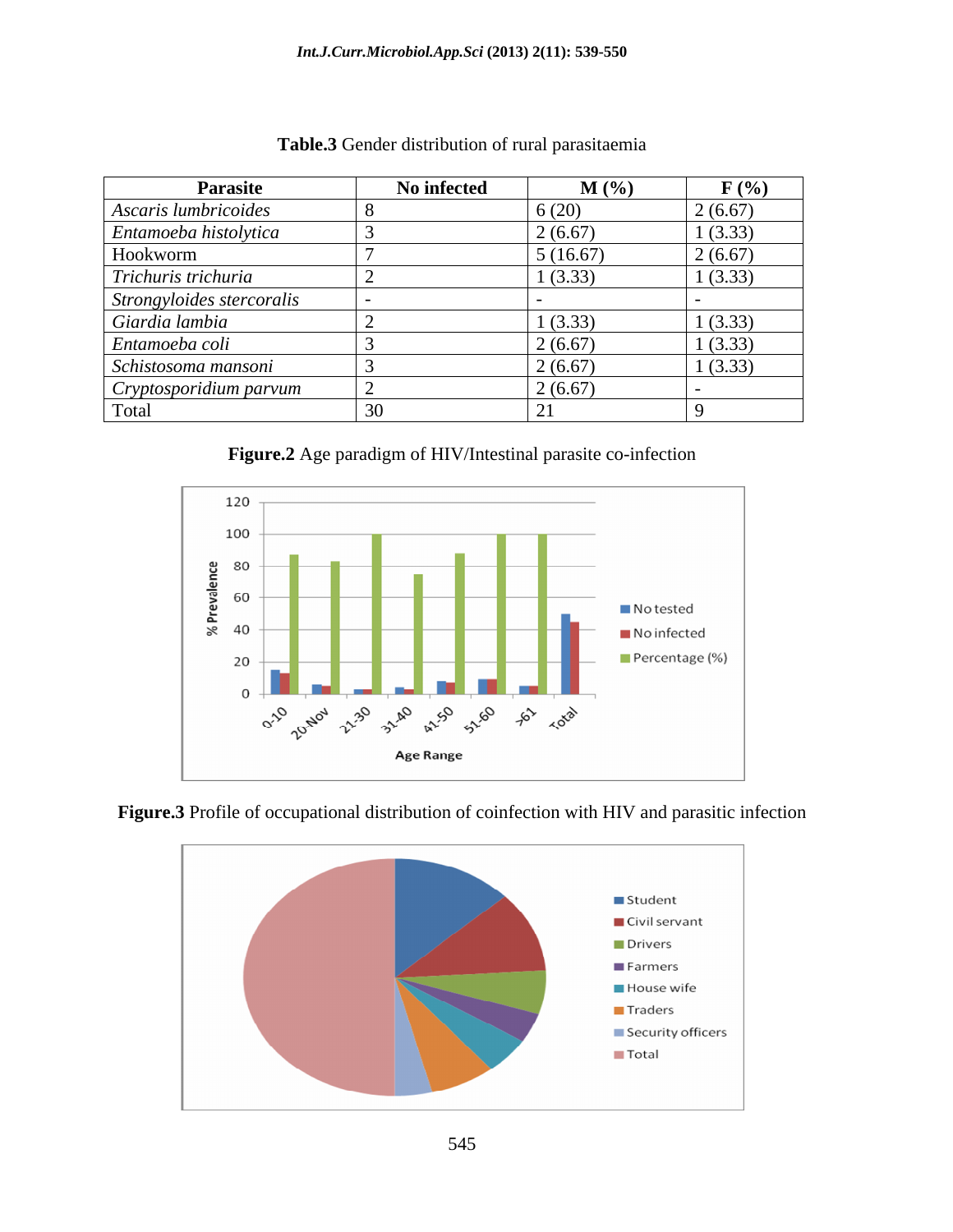**Table.3** Gender distribution of rural parasitaemia

| Parasite | No infected | M (%) | F (%) |
|---|---|---|---|
| *Ascaris lumbricoides* | 8 | 6 (20) | 2 (6.67) |
| *Entamoeba histolytica* | 3 | 2 (6.67) | 1 (3.33) |
| Hookworm | 7 | 5 (16.67) | 2 (6.67) |
| *Trichuris trichuria* | 2 | 1 (3.33) | 1 (3.33) |
| *Strongyloides stercoralis* | - | - | - |
| *Giardia lambia* | 2 | 1 (3.33) | 1 (3.33) |
| *Entamoeba coli* | 3 | 2 (6.67) | 1 (3.33) |
| *Schistosoma mansoni* | 3 | 2 (6.67) | 1 (3.33) |
| *Cryptosporidium parvum* | 2 | 2 (6.67) | - |
| Total | 30 | 21 | 9 |

**Figure.2** Age paradigm of HIV/Intestinal parasite co-infection

**Figure.3** Profile of occupational distribution of coinfection with HIV and parasitic infection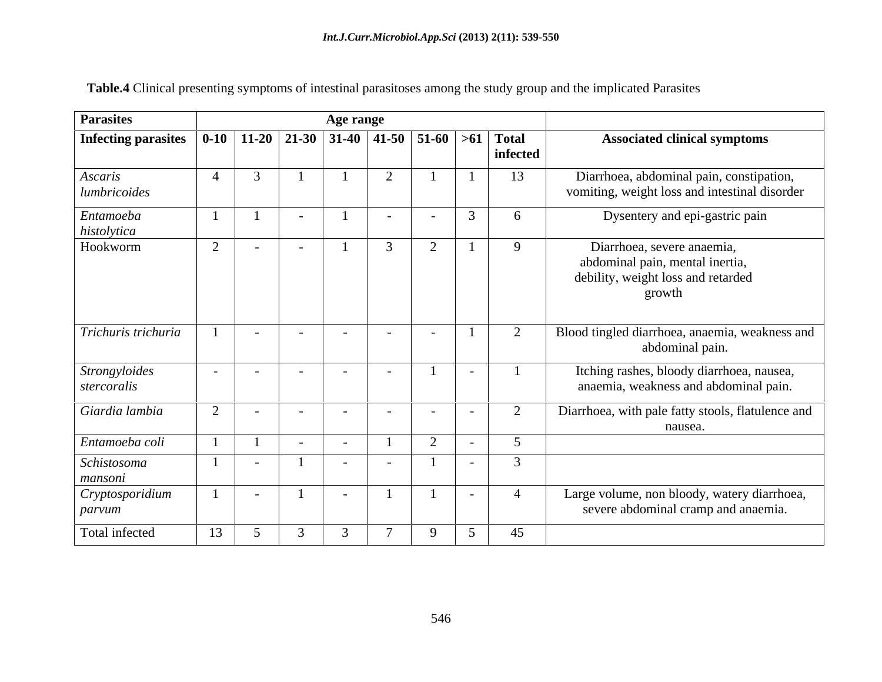**Table.4** Clinical presenting symptoms of intestinal parasitoses among the study group and the implicated Parasites

| Parasites | Age range | | | | | | | | |
|---|---|---|---|---|---|---|---|---|---|
| Infecting parasites | 0-10 | 11-20 | 21-30 | 31-40 | 41-50 | 51-60 | >61 | Total infected | Associated clinical symptoms |
| *Ascaris lumbricoides* | 4 | 3 | 1 | 1 | 2 | 1 | 1 | 13 | Diarrhoea, abdominal pain, constipation, vomiting, weight loss and intestinal disorder |
| *Entamoeba histolytica* | 1 | 1 | - | 1 | - | - | 3 | 6 | Dysentery and epi-gastric pain |
| Hookworm | 2 | - | - | 1 | 3 | 2 | 1 | 9 | Diarrhoea, severe anaemia, abdominal pain, mental inertia, debility, weight loss and retarded growth |
| *Trichuris trichuria* | 1 | - | - | - | - | - | 1 | 2 | Blood tingled diarrhoea, anaemia, weakness and abdominal pain. |
| *Strongyloides stercoralis* | - | - | - | - | - | 1 | - | 1 | Itching rashes, bloody diarrhoea, nausea, anaemia, weakness and abdominal pain. |
| *Giardia lambia* | 2 | - | - | - | - | - | - | 2 | Diarrhoea, with pale fatty stools, flatulence and nausea. |
| *Entamoeba coli* | 1 | 1 | - | - | 1 | 2 | - | 5 | |
| *Schistosoma mansoni* | 1 | - | 1 | - | - | 1 | - | 3 | |
| *Cryptosporidium parvum* | 1 | - | 1 | - | 1 | 1 | - | 4 | Large volume, non bloody, watery diarrhoea, severe abdominal cramp and anaemia. |
| Total infected | 13 | 5 | 3 | 3 | 7 | 9 | 5 | 45 | |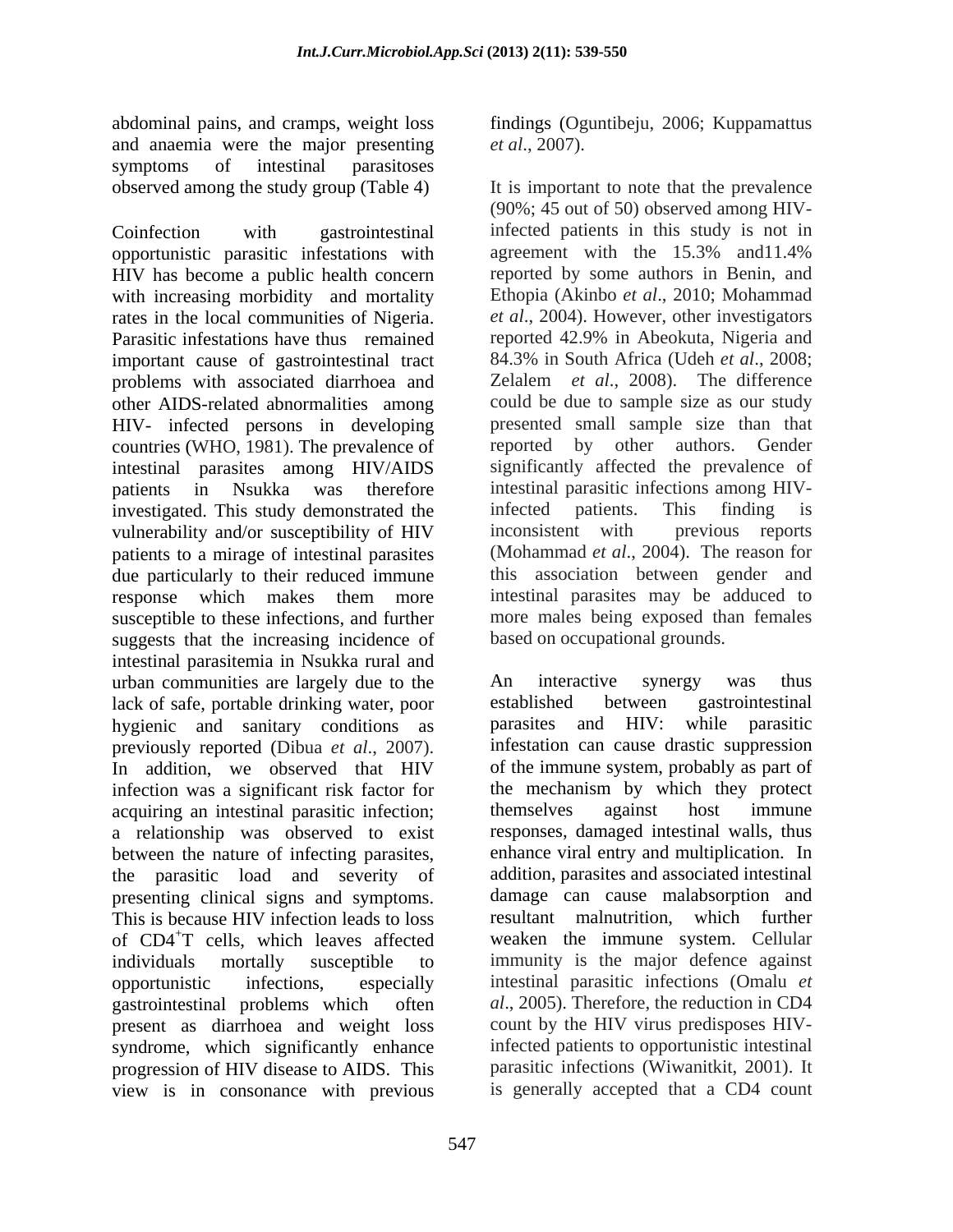abdominal pains, and cramps, weight loss and anaemia were the major presenting symptoms of intestinal parasitoses observed among the study group (Table 4)

Coinfection with gastrointestinal opportunistic parasitic infestations with HIV has become a public health concern with increasing morbidity and mortality rates in the local communities of Nigeria. Parasitic infestations have thus remained important cause of gastrointestinal tract problems with associated diarrhoea and other AIDS-related abnormalities among HIV- infected persons in developing countries (WHO, 1981). The prevalence of intestinal parasites among HIV/AIDS patients in Nsukka was therefore investigated. This study demonstrated the vulnerability and/or susceptibility of HIV patients to a mirage of intestinal parasites due particularly to their reduced immune response which makes them more susceptible to these infections, and further suggests that the increasing incidence of intestinal parasitemia in Nsukka rural and urban communities are largely due to the lack of safe, portable drinking water, poor hygienic and sanitary conditions as previously reported (Dibua *et al*., 2007). In addition, we observed that HIV infection was a significant risk factor for acquiring an intestinal parasitic infection; a relationship was observed to exist between the nature of infecting parasites, the parasitic load and severity of presenting clinical signs and symptoms. This is because HIV infection leads to loss of $CD4^{+}$T cells, which leaves affected individuals mortally susceptible to opportunistic infections, especially gastrointestinal problems which often present as diarrhoea and weight loss syndrome, which significantly enhance progression of HIV disease to AIDS. This view is in consonance with previous findings (Oguntibeju, 2006; Kuppamattus *et al*., 2007).

It is important to note that the prevalence (90%; 45 out of 50) observed among HIV-infected patients in this study is not in agreement with the 15.3% and11.4% reported by some authors in Benin, and Ethopia (Akinbo *et al*., 2010; Mohammad *et al*., 2004). However, other investigators reported 42.9% in Abeokuta, Nigeria and 84.3% in South Africa (Udeh *et al*., 2008; Zelalem *et al*., 2008). The difference could be due to sample size as our study presented small sample size than that reported by other authors. Gender significantly affected the prevalence of intestinal parasitic infections among HIV-infected patients. This finding is inconsistent with previous reports (Mohammad *et al*., 2004). The reason for this association between gender and intestinal parasites may be adduced to more males being exposed than females based on occupational grounds.

An interactive synergy was thus established between gastrointestinal parasites and HIV: while parasitic infestation can cause drastic suppression of the immune system, probably as part of the mechanism by which they protect themselves against host immune responses, damaged intestinal walls, thus enhance viral entry and multiplication. In addition, parasites and associated intestinal damage can cause malabsorption and resultant malnutrition, which further weaken the immune system. Cellular immunity is the major defence against intestinal parasitic infections (Omalu *et al*., 2005). Therefore, the reduction in CD4 count by the HIV virus predisposes HIV-infected patients to opportunistic intestinal parasitic infections (Wiwanitkit, 2001). It is generally accepted that a CD4 count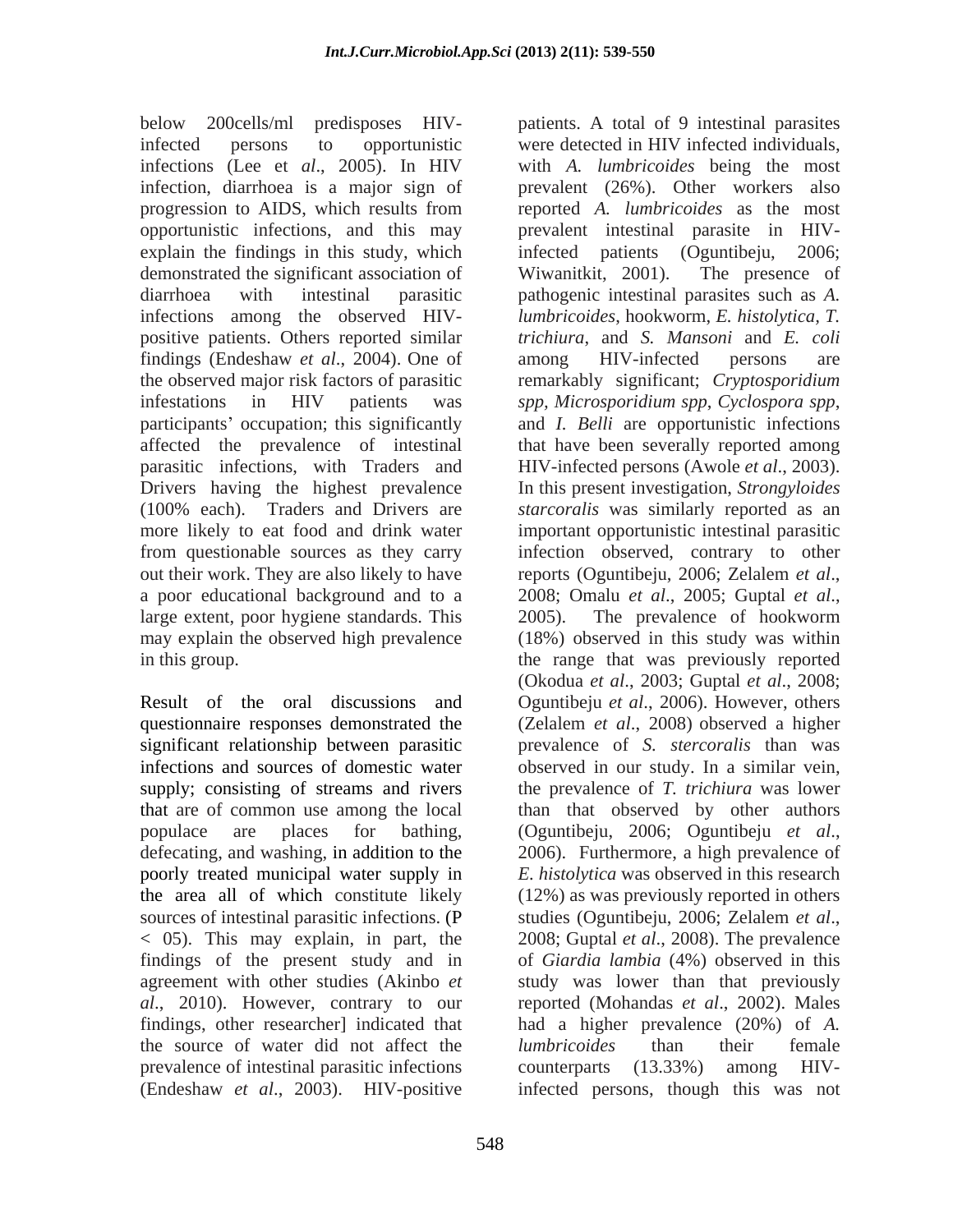below 200cells/ml predisposes HIV-infected persons to opportunistic infections (Lee et *al*., 2005). In HIV infection, diarrhoea is a major sign of progression to AIDS, which results from opportunistic infections, and this may explain the findings in this study, which demonstrated the significant association of diarrhoea with intestinal parasitic infections among the observed HIV-positive patients. Others reported similar findings (Endeshaw *et al*., 2004). One of the observed major risk factors of parasitic infestations in HIV patients was participants' occupation; this significantly affected the prevalence of intestinal parasitic infections, with Traders and Drivers having the highest prevalence (100% each). Traders and Drivers are more likely to eat food and drink water from questionable sources as they carry out their work. They are also likely to have a poor educational background and to a large extent, poor hygiene standards. This may explain the observed high prevalence in this group.

Result of the oral discussions and questionnaire responses demonstrated the significant relationship between parasitic infections and sources of domestic water supply; consisting of streams and rivers that are of common use among the local populace are places for bathing, defecating, and washing, in addition to the poorly treated municipal water supply in the area all of which constitute likely sources of intestinal parasitic infections. (P < 05). This may explain, in part, the findings of the present study and in agreement with other studies (Akinbo *et al*., 2010). However, contrary to our findings, other researcher] indicated that the source of water did not affect the prevalence of intestinal parasitic infections (Endeshaw *et al*., 2003). HIV-positive patients. A total of 9 intestinal parasites were detected in HIV infected individuals, with *A. lumbricoides* being the most prevalent (26%). Other workers also reported *A. lumbricoides* as the most prevalent intestinal parasite in HIV-infected patients (Oguntibeju, 2006; Wiwanitkit, 2001). The presence of pathogenic intestinal parasites such as *A. lumbricoides*, hookworm, *E. histolytica*, *T. trichiura*, and *S. Mansoni* and *E. coli* among HIV-infected persons are remarkably significant; *Cryptosporidium spp, Microsporidium spp, Cyclospora spp*, and *I. Belli* are opportunistic infections that have been severally reported among HIV-infected persons (Awole *et al*., 2003). In this present investigation, *Strongyloides starcoralis* was similarly reported as an important opportunistic intestinal parasitic infection observed, contrary to other reports (Oguntibeju, 2006; Zelalem *et al*., 2008; Omalu *et al*., 2005; Guptal *et al*., 2005). The prevalence of hookworm (18%) observed in this study was within the range that was previously reported (Okodua *et al*., 2003; Guptal *et al*., 2008; Oguntibeju *et al*., 2006). However, others (Zelalem *et al*., 2008) observed a higher prevalence of *S. stercoralis* than was observed in our study. In a similar vein, the prevalence of *T. trichiura* was lower than that observed by other authors (Oguntibeju, 2006; Oguntibeju *et al*., 2006). Furthermore, a high prevalence of *E. histolytica* was observed in this research (12%) as was previously reported in others studies (Oguntibeju, 2006; Zelalem *et al*., 2008; Guptal *et al*., 2008). The prevalence of *Giardia lambia* (4%) observed in this study was lower than that previously reported (Mohandas *et al*., 2002). Males had a higher prevalence (20%) of *A. lumbricoides* than their female counterparts (13.33%) among HIV-infected persons, though this was not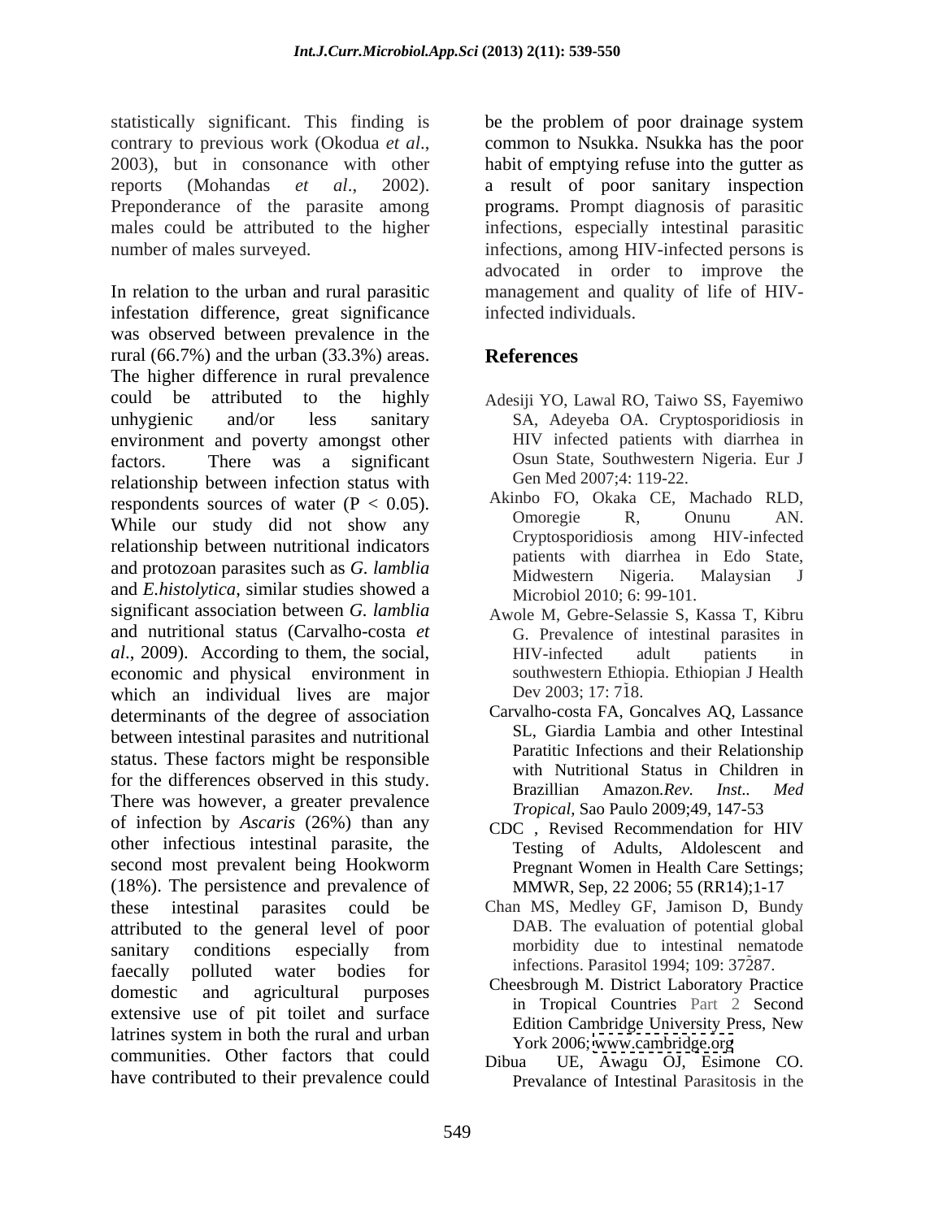statistically significant. This finding is contrary to previous work (Okodua *et al*., 2003), but in consonance with other reports (Mohandas *et al*., 2002). Preponderance of the parasite among males could be attributed to the higher number of males surveyed.

In relation to the urban and rural parasitic infestation difference, great significance was observed between prevalence in the rural (66.7%) and the urban (33.3%) areas. The higher difference in rural prevalence could be attributed to the highly unhygienic and/or less sanitary environment and poverty amongst other factors. There was a significant relationship between infection status with respondents sources of water ($P < 0.05$). While our study did not show any relationship between nutritional indicators and protozoan parasites such as *G. lamblia* and *E.histolytica*, similar studies showed a significant association between *G. lamblia* and nutritional status (Carvalho-costa *et al*., 2009). According to them, the social, economic and physical environment in which an individual lives are major determinants of the degree of association between intestinal parasites and nutritional status. These factors might be responsible for the differences observed in this study. There was however, a greater prevalence of infection by *Ascaris* (26%) than any other infectious intestinal parasite, the second most prevalent being Hookworm (18%). The persistence and prevalence of these intestinal parasites could be attributed to the general level of poor sanitary conditions especially from faecally polluted water bodies for domestic and agricultural purposes extensive use of pit toilet and surface latrines system in both the rural and urban communities. Other factors that could have contributed to their prevalence could be the problem of poor drainage system common to Nsukka. Nsukka has the poor habit of emptying refuse into the gutter as a result of poor sanitary inspection programs. Prompt diagnosis of parasitic infections, especially intestinal parasitic infections, among HIV-infected persons is advocated in order to improve the management and quality of life of HIV-infected individuals.

## References

Adesiji YO, Lawal RO, Taiwo SS, Fayemiwo SA, Adeyeba OA. Cryptosporidiosis in HIV infected patients with diarrhea in Osun State, Southwestern Nigeria. Eur J Gen Med 2007;4: 119-22.

Akinbo FO, Okaka CE, Machado RLD, Omoregie R, Onunu AN. Cryptosporidiosis among HIV-infected patients with diarrhea in Edo State, Midwestern Nigeria. Malaysian J Microbiol 2010; 6: 99-101.

Awole M, Gebre-Selassie S, Kassa T, Kibru G. Prevalence of intestinal parasites in HIV-infected adult patients in southwestern Ethiopia. Ethiopian J Health Dev 2003; 17: 718.

Carvalho-costa FA, Goncalves AQ, Lassance SL, Giardia Lambia and other Intestinal Paratitic Infections and their Relationship with Nutritional Status in Children in Brazillian Amazon.*Rev. Inst.. Med Tropical,* Sao Paulo 2009;49, 147-53

CDC , Revised Recommendation for HIV Testing of Adults, Aldolescent and Pregnant Women in Health Care Settings; MMWR, Sep, 22 2006; 55 (RR14);1-17

Chan MS, Medley GF, Jamison D, Bundy DAB. The evaluation of potential global morbidity due to intestinal nematode infections. Parasitol 1994; 109: 37287.

Cheesbrough M. District Laboratory Practice in Tropical Countries Part 2 Second Edition Cambridge University Press, New York 2006; www.cambridge.org

Dibua UE, Awagu OJ, Esimone CO. Prevalance of Intestinal Parasitosis in the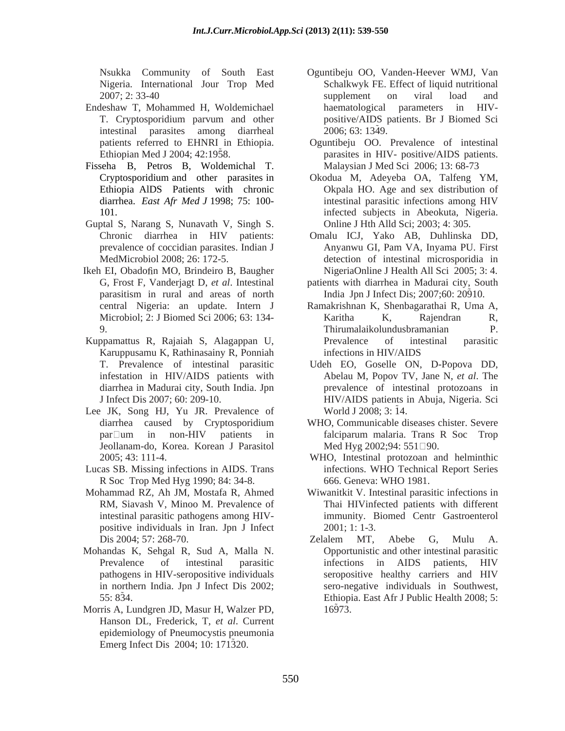Nsukka Community of South East Nigeria. International Jour Trop Med 2007; 2: 33-40

Endeshaw T, Mohammed H, Woldemichael T. Cryptosporidium parvum and other intestinal parasites among diarrheal patients referred to EHNRI in Ethiopia. Ethiopian Med J 2004; 42:1958.

Fisseha B, Petros B, Woldemichal T. Cryptosporidium and other parasites in Ethiopia AIDS Patients with chronic diarrhea. *East Afr Med J* 1998; 75: 100-101.

Guptal S, Narang S, Nunavath V, Singh S. Chronic diarrhea in HIV patients: prevalence of coccidian parasites. Indian J MedMicrobiol 2008; 26: 172-5.

Ikeh EI, Obadofin MO, Brindeiro B, Baugher G, Frost F, Vanderjagt D, *et al*. Intestinal parasitism in rural and areas of north central Nigeria: an update. Intern J Microbiol; 2: J Biomed Sci 2006; 63: 134-9.

Kuppamattus R, Rajaiah S, Alagappan U, Karuppusamu K, Rathinasainy R, Ponniah T. Prevalence of intestinal parasitic infestation in HIV/AIDS patients with diarrhea in Madurai city, South India. Jpn J Infect Dis 2007; 60: 209-10.

Lee JK, Song HJ, Yu JR. Prevalence of diarrhea caused by Cryptosporidium par□um in non-HIV patients in Jeollanam-do, Korea. Korean J Parasitol 2005; 43: 111-4.

Lucas SB. Missing infections in AIDS. Trans R Soc Trop Med Hyg 1990; 84: 34-8.

Mohammad RZ, Ah JM, Mostafa R, Ahmed RM, Siavash V, Minoo M. Prevalence of intestinal parasitic pathogens among HIV-positive individuals in Iran. Jpn J Infect Dis 2004; 57: 268-70.

Mohandas K, Sehgal R, Sud A, Malla N. Prevalence of intestinal parasitic pathogens in HIV-seropositive individuals in northern India. Jpn J Infect Dis 2002; 55: 834.

Morris A, Lundgren JD, Masur H, Walzer PD, Hanson DL, Frederick, T, *et al*. Current epidemiology of Pneumocystis pneumonia Emerg Infect Dis 2004; 10: 171320.

Oguntibeju OO, Vanden-Heever WMJ, Van Schalkwyk FE. Effect of liquid nutritional supplement on viral load and haematological parameters in HIV-positive/AIDS patients. Br J Biomed Sci 2006; 63: 1349.

Oguntibeju OO. Prevalence of intestinal parasites in HIV- positive/AIDS patients. Malaysian J Med Sci 2006; 13: 68-73

Okodua M, Adeyeba OA, Talfeng YM, Okpala HO. Age and sex distribution of intestinal parasitic infections among HIV infected subjects in Abeokuta, Nigeria. Online J Hth Alld Sci; 2003; 4: 305.

Omalu ICJ, Yako AB, Duhlinska DD, Anyanwu GI, Pam VA, Inyama PU. First detection of intestinal microsporidia in NigeriaOnline J Health All Sci 2005; 3: 4.

patients with diarrhea in Madurai city, South India Jpn J Infect Dis; 2007;60: 20910.

Ramakrishnan K, Shenbagarathai R, Uma A, Karitha K, Rajendran R, Thirumalaikolundusbramanian P. Prevalence of intestinal parasitic infections in HIV/AIDS

Udeh EO, Goselle ON, D-Popova DD, Abelau M, Popov TV, Jane N, *et al*. The prevalence of intestinal protozoans in HIV/AIDS patients in Abuja, Nigeria. Sci World J 2008; 3: 14.

WHO, Communicable diseases chister. Severe falciparum malaria. Trans R Soc Trop Med Hyg 2002;94: 551□90.

WHO, Intestinal protozoan and helminthic infections. WHO Technical Report Series 666. Geneva: WHO 1981.

Wiwanitkit V. Intestinal parasitic infections in Thai HIVinfected patients with different immunity. Biomed Centr Gastroenterol 2001; 1: 1-3.

Zelalem MT, Abebe G, Mulu A. Opportunistic and other intestinal parasitic infections in AIDS patients, HIV seropositive healthy carriers and HIV sero-negative individuals in Southwest, Ethiopia. East Afr J Public Health 2008; 5: 16973.